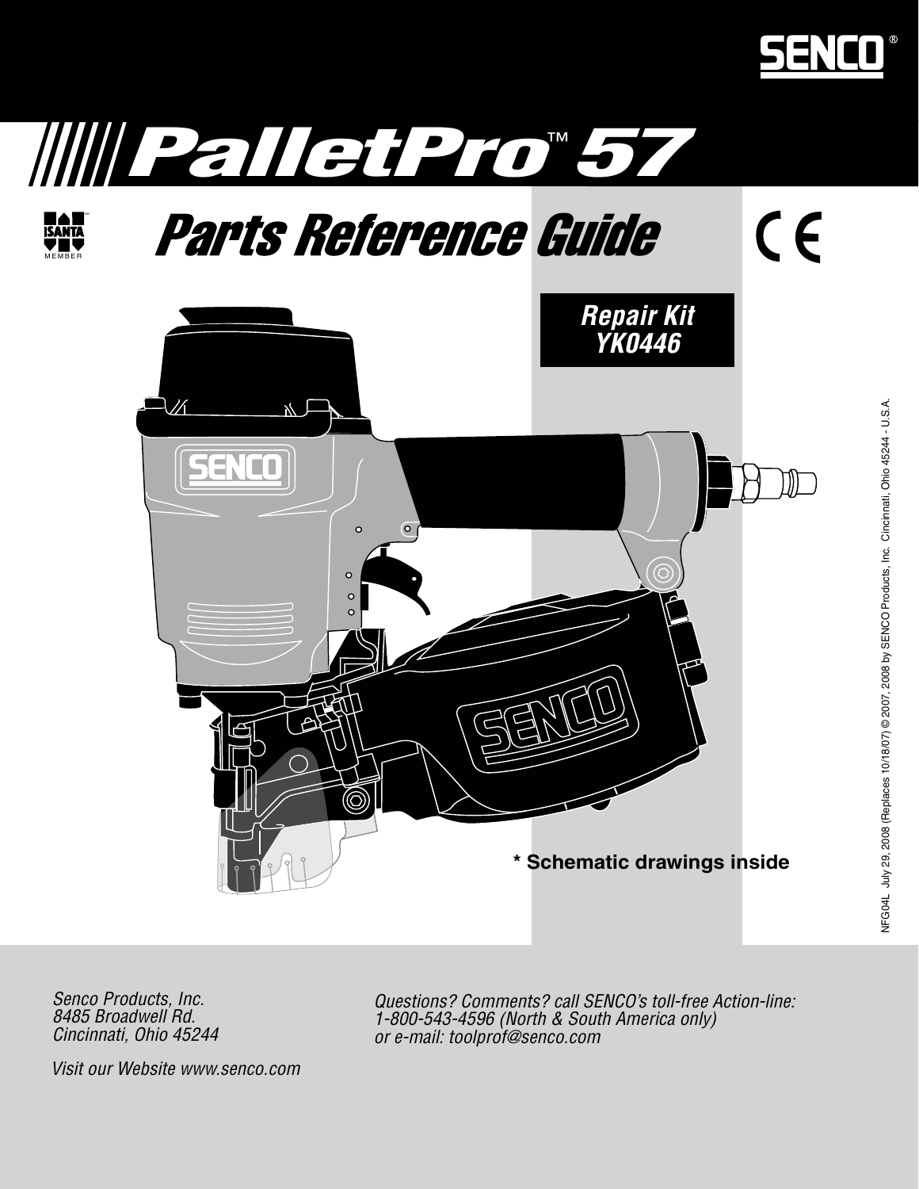# PalletPro™ 57

## Parts Reference Guide

**Repair Kit YK0446**

**\* Schematic drawings inside**

NFG04L July 29, 2008 (Replaces 10/18/07) © 2007, 2008 by SENCO Products, Inc. Cincinnati, Ohio 45244 - U.S.A.

*Senco Products, Inc.*
*8485 Broadwell Rd.*
*Cincinnati, Ohio 45244*

*Visit our Website www.senco.com*

*Questions? Comments? call SENCO's toll-free Action-line:*
*1-800-543-4596 (North & South America only)*
*or e-mail: toolprof@senco.com*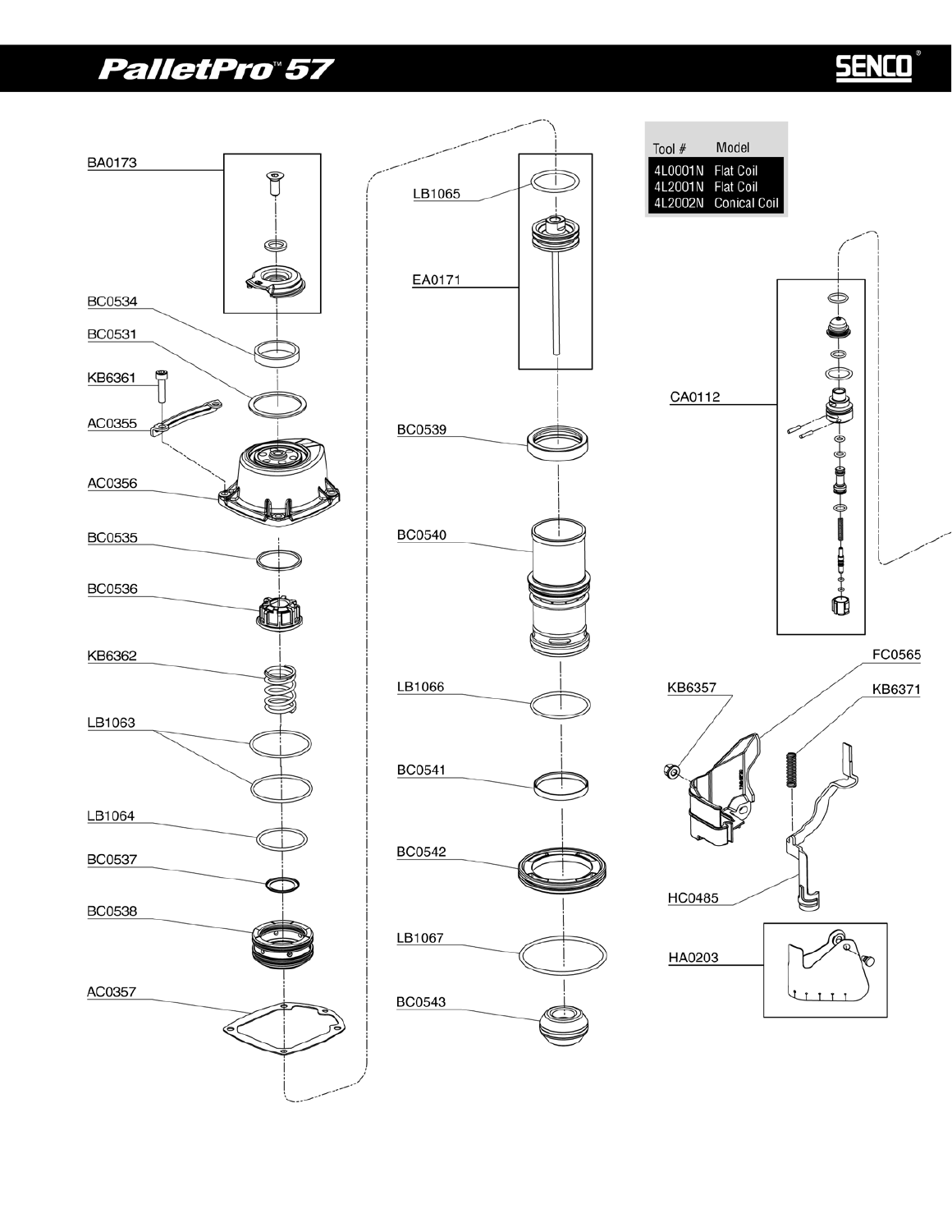# PalletPro™ 57

SENCO®

| Tool # | Model |
| --- | --- |
| 4L0001N | Flat Coil |
| 4L2001N | Flat Coil |
| 4L2002N | Conical Coil |

BA0173

BC0534

BC0531

KB6361

AC0355

AC0356

BC0535

BC0536

KB6362

LB1063

LB1064

BC0537

BC0538

AC0357

LB1065

EA0171

BC0539

BC0540

LB1066

BC0541

BC0542

LB1067

BC0543

CA0112

FC0565

KB6357

KB6371

HC0485

HA0203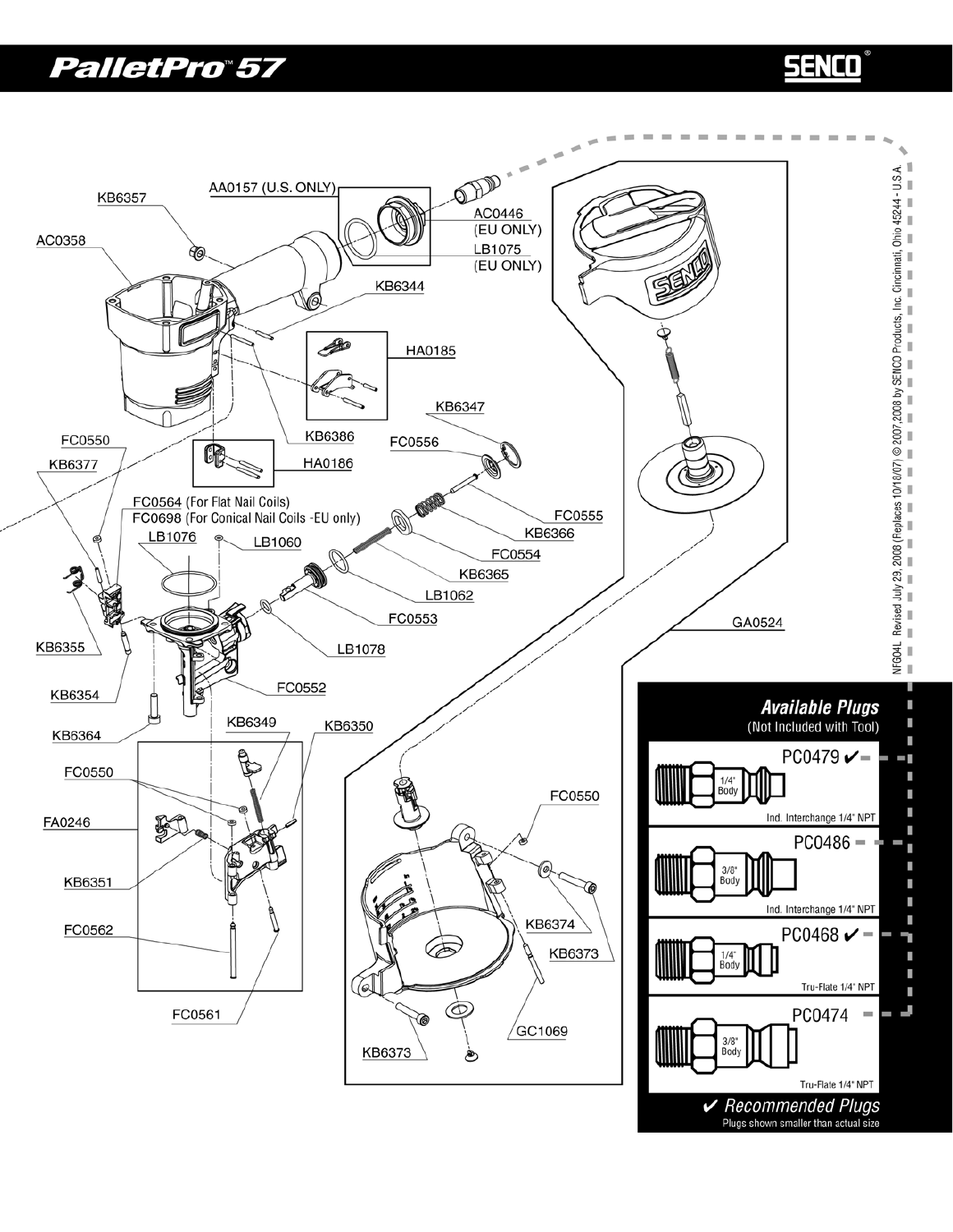# PalletPro™ 57

SENCO®

AA0157 (U.S. ONLY)

KB6357

AC0358

AC0446 (EU ONLY)

LB1075 (EU ONLY)

KB6344

HA0185

KB6347

FC0556

KB6386

HA0186

FC0550

KB6377

FC0564 (For Flat Nail Coils)

FC0698 (For Conical Nail Coils -EU only)

LB1076

LB1060

FC0555

KB6366

FC0554

KB6365

LB1062

FC0553

LB1078

KB6355

FC0552

KB6354

KB6364

GA0524

KB6349

KB6350

FC0550

FA0246

KB6351

FC0562

FC0561

FC0550

KB6374

KB6373

GC1069

KB6373

## Available Plugs

(Not Included with Tool)

| Plug | Body | Type |
| --- | --- | --- |
| PC0479 ✔ | 1/4" Body | Ind. Interchange 1/4" NPT |
| PC0486 | 3/8" Body | Ind. Interchange 1/4" NPT |
| PC0468 ✔ | 1/4" Body | Tru-Flate 1/4" NPT |
| PC0474 | 3/8" Body | Tru-Flate 1/4" NPT |

✔ *Recommended Plugs*

Plugs shown smaller than actual size

NF604L Revised July 29, 2008 (Replaces 10/18/07) © 2007,2008 by SENCO Products, Inc. Cincinnati, Ohio 45244 - U.S.A.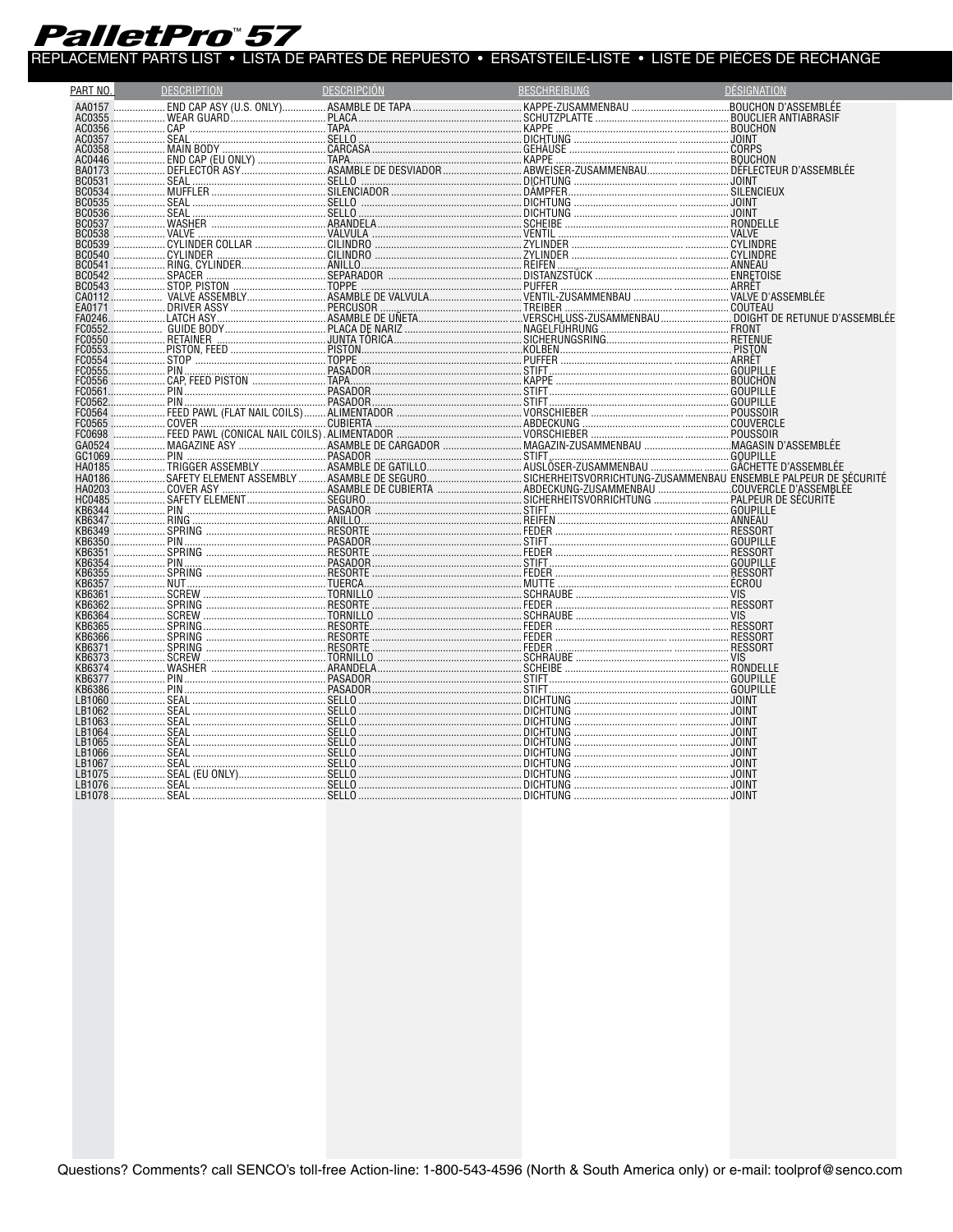# PalletPro™ 57

REPLACEMENT PARTS LIST • LISTA DE PARTES DE REPUESTO • ERSATSTEILE-LISTE • LISTE DE PIÈCES DE RECHANGE

| PART NO. | DESCRIPTION | DESCRIPCIÓN | BESCHREIBUNG | DÉSIGNATION |
|---|---|---|---|---|
| AA0157 | END CAP ASY (U.S. ONLY) | ASAMBLE DE TAPA | KAPPE-ZUSAMMENBAU | BOUCHON D'ASSEMBLÉE |
| AC0355 | WEAR GUARD | PLACA | SCHUTZPLATTE | BOUCLIER ANTIABRASIF |
| AC0356 | CAP | TAPA | KAPPE | BOUCHON |
| AC0357 | SEAL | SELLO | DICHTUNG | JOINT |
| AC0358 | MAIN BODY | CARCASA | GEHÄUSE | CORPS |
| AC0446 | END CAP (EU ONLY) | TAPA | KAPPE | BOUCHON |
| BA0173 | DEFLECTOR ASY | ASAMBLE DE DESVIADOR | ABWEISER-ZUSAMMENBAU | DÉFLECTEUR D'ASSEMBLÉE |
| BC0531 | SEAL | SELLO | DICHTUNG | JOINT |
| BC0534 | MUFFLER | SILENCIADOR | DÄMPFER | SILENCIEUX |
| BC0535 | SEAL | SELLO | DICHTUNG | JOINT |
| BC0536 | SEAL | SELLO | DICHTUNG | JOINT |
| BC0537 | WASHER | ARANDELA | SCHEIBE | RONDELLE |
| BC0538 | VALVE | VALVULA | VENTIL | VALVE |
| BC0539 | CYLINDER COLLAR | CILINDRO | ZYLINDER | CYLINDRE |
| BC0540 | CYLINDER | CILINDRO | ZYLINDER | CYLINDRE |
| BC0541 | RING, CYLINDER | ANILLO | REIFEN | ANNEAU |
| BC0542 | SPACER | SEPARADOR | DISTANZSTÜCK | ENRETOISE |
| BC0543 | STOP, PISTON | TOPPE | PUFFER | ARRÊT |
| CA0112 | VALVE ASSEMBLY | ASAMBLE DE VALVULA | VENTIL-ZUSAMMENBAU | VALVE D'ASSEMBLÉE |
| EA0171 | DRIVER ASSY | PERCUSOR | TREIBER | COUTEAU |
| FA0246 | LATCH ASY | ASAMBLE DE UÑETA | VERSCHLUSS-ZUSAMMENBAU | DOIGHT DE RETUNUE D'ASSEMBLÉE |
| FC0552 | GUIDE BODY | PLACA DE NARIZ | NAGELFÜHRUNG | FRONT |
| FC0550 | RETAINER | JUNTA TÓRICA | SICHERUNGSRING | RETENUE |
| FC0553 | PISTON, FEED | PISTON | KOLBEN | PISTON |
| FC0554 | STOP | TOPPE | PUFFER | ARRÊT |
| FC0555 | PIN | PASADOR | STIFT | GOUPILLE |
| FC0556 | CAP, FEED PISTON | TAPA | KAPPE | BOUCHON |
| FC0561 | PIN | PASADOR | STIFT | GOUPILLE |
| FC0562 | PIN | PASADOR | STIFT | GOUPILLE |
| FC0564 | FEED PAWL (FLAT NAIL COILS) | ALIMENTADOR | VORSCHIEBER | POUSSOIR |
| FC0565 | COVER | CUBIERTA | ABDECKUNG | COUVERCLE |
| FC0698 | FEED PAWL (CONICAL NAIL COILS) | ALIMENTADOR | VORSCHIEBER | POUSSOIR |
| GA0524 | MAGAZINE ASY | ASAMBLE DE CARGADOR | MAGAZIN-ZUSAMMENBAU | MAGASIN D'ASSEMBLÉE |
| GC1069 | PIN | PASADOR | STIFT | GOUPILLE |
| HA0185 | TRIGGER ASSEMBLY | ASAMBLE DE GATILLO | AUSLÖSER-ZUSAMMENBAU | GÂCHETTE D'ASSEMBLÉE |
| HA0186 | SAFETY ELEMENT ASSEMBLY | ASAMBLE DE SEGURO | SICHERHEITSVORRICHTUNG-ZUSAMMENBAU | ENSEMBLE PALPEUR DE SÉCURITÉ |
| HA0203 | COVER ASY | ASAMBLE DE CUBIERTA | ABDECKUNG-ZUSAMMENBAU | COUVERCLE D'ASSEMBLÉE |
| HC0485 | SAFETY ELEMENT | SEGURO | SICHERHEITSVORRICHTUNG | PALPEUR DE SÉCURITÉ |
| KB6344 | PIN | PASADOR | STIFT | GOUPILLE |
| KB6347 | RING | ANILLO | REIFEN | ANNEAU |
| KB6349 | SPRING | RESORTE | FEDER | RESSORT |
| KB6350 | PIN | PASADOR | STIFT | GOUPILLE |
| KB6351 | SPRING | RESORTE | FEDER | RESSORT |
| KB6354 | PIN | PASADOR | STIFT | GOUPILLE |
| KB6355 | SPRING | RESORTE | FEDER | RESSORT |
| KB6357 | NUT | TUERCA | MUTTE | ÉCROU |
| KB6361 | SCREW | TORNILLO | SCHRAUBE | VIS |
| KB6362 | SPRING | RESORTE | FEDER | RESSORT |
| KB6364 | SCREW | TORNILLO | SCHRAUBE | VIS |
| KB6365 | SPRING | RESORTE | FEDER | RESSORT |
| KB6366 | SPRING | RESORTE | FEDER | RESSORT |
| KB6371 | SPRING | RESORTE | FEDER | RESSORT |
| KB6373 | SCREW | TORNILLO | SCHRAUBE | VIS |
| KB6374 | WASHER | ARANDELA | SCHEIBE | RONDELLE |
| KB6377 | PIN | PASADOR | STIFT | GOUPILLE |
| KB6386 | PIN | PASADOR | STIFT | GOUPILLE |
| LB1060 | SEAL | SELLO | DICHTUNG | JOINT |
| LB1062 | SEAL | SELLO | DICHTUNG | JOINT |
| LB1063 | SEAL | SELLO | DICHTUNG | JOINT |
| LB1064 | SEAL | SELLO | DICHTUNG | JOINT |
| LB1065 | SEAL | SELLO | DICHTUNG | JOINT |
| LB1066 | SEAL | SELLO | DICHTUNG | JOINT |
| LB1067 | SEAL | SELLO | DICHTUNG | JOINT |
| LB1075 | SEAL (EU ONLY) | SELLO | DICHTUNG | JOINT |
| LB1076 | SEAL | SELLO | DICHTUNG | JOINT |
| LB1078 | SEAL | SELLO | DICHTUNG | JOINT |

Questions? Comments? call SENCO's toll-free Action-line: 1-800-543-4596 (North & South America only) or e-mail: toolprof@senco.com